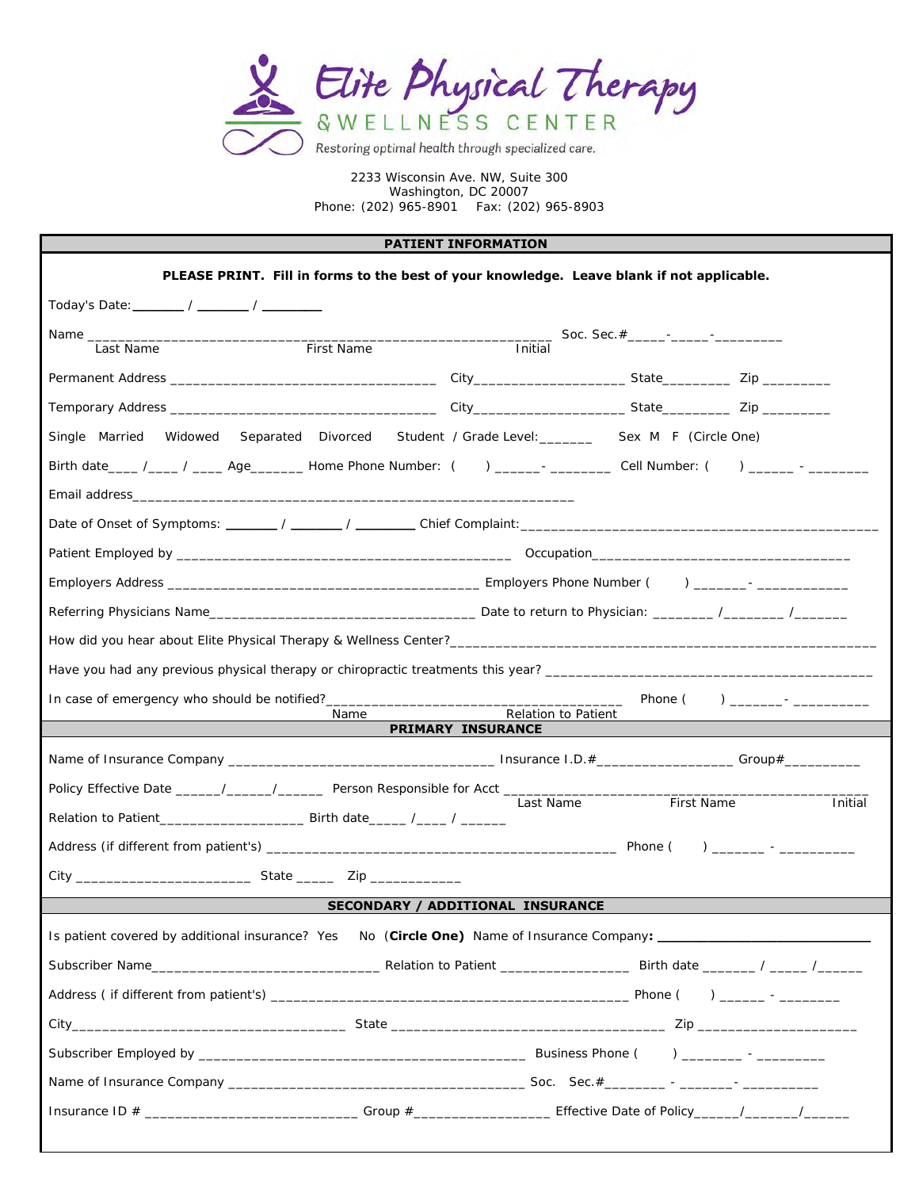# Elite Physical Therapy & WELLNESS CENTER

Restoring optimal health through specialized care.

2233 Wisconsin Ave. NW, Suite 300
Washington, DC 20007
Phone: (202) 965-8901 Fax: (202) 965-8903

## PATIENT INFORMATION

**PLEASE PRINT. Fill in forms to the best of your knowledge. Leave blank if not applicable.**

Today's Date:_______ / _______ / ________

Name ____________________________________________________________ Soc. Sec.#_____-_____-_________
Last Name First Name Initial

Permanent Address __________________________________ City___________________ State_________ Zip _________

Temporary Address __________________________________ City___________________ State_________ Zip _________

Single Married Widowed Separated Divorced Student / Grade Level:_______ Sex M F (Circle One)

Birth date____ /____ / ____ Age_______ Home Phone Number: ( ) ______- ________ Cell Number: ( ) ______ - ________

Email address__________________________________________________________

Date of Onset of Symptoms: _______ / _______ / ________ Chief Complaint:_______________________________________________

Patient Employed by ____________________________________________ Occupation__________________________________

Employers Address __________________________________________ Employers Phone Number ( ) _______- ____________

Referring Physicians Name__________________________________ Date to return to Physician: ________ /________ /_______

How did you hear about Elite Physical Therapy & Wellness Center?_______________________________________________________

Have you had any previous physical therapy or chiropractic treatments this year? ___________________________________________

In case of emergency who should be notified?______________________________________ Phone ( ) _______- __________
Name Relation to Patient

## PRIMARY INSURANCE

Name of Insurance Company __________________________________ Insurance I.D.#_________________ Group#__________

Policy Effective Date ______/______/______ Person Responsible for Acct _________________________________________________
Last Name First Name Initial

Relation to Patient__________________ Birth date_____ /____ / ______

Address (if different from patient's) _____________________________________________ Phone ( ) _______ - __________

City ______________________ State _____ Zip ____________

## SECONDARY / ADDITIONAL INSURANCE

Is patient covered by additional insurance? Yes No (**Circle One)** Name of Insurance Company**:** ___________________________

Subscriber Name_____________________________ Relation to Patient ________________ Birth date _______ / _____ /______

Address ( if different from patient's) ______________________________________________ Phone ( ) ______ - ________

City___________________________________ State ___________________________________ Zip ____________________

Subscriber Employed by __________________________________________ Business Phone ( ) ________ - _________

Name of Insurance Company ______________________________________ Soc. Sec.#________ - _______- __________

Insurance ID # ___________________________ Group #_________________ Effective Date of Policy______/_______/______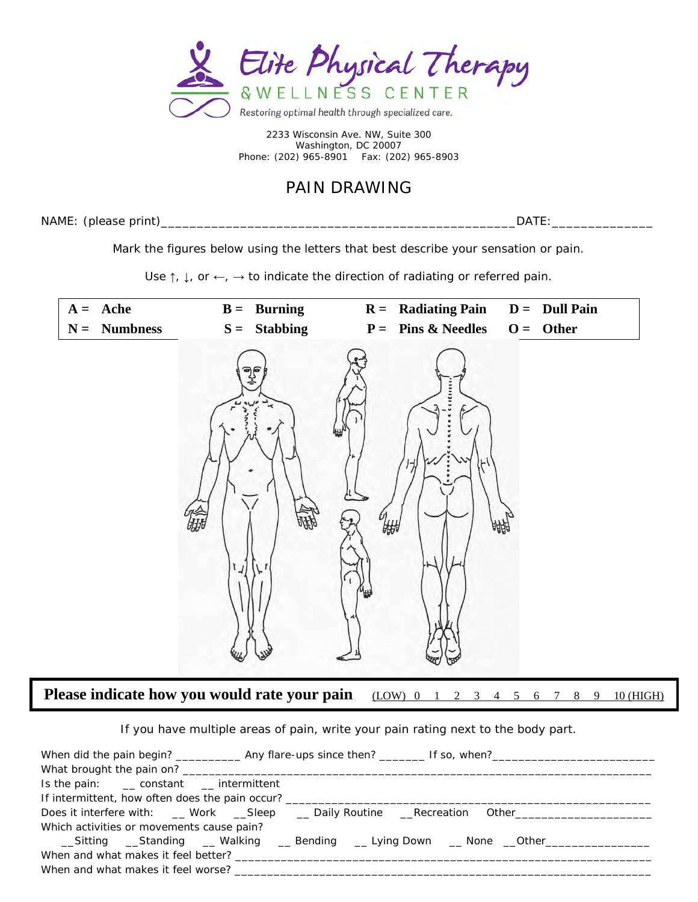**Elite Physical Therapy**
& WELLNESS CENTER
Restoring optimal health through specialized care.

2233 Wisconsin Ave. NW, Suite 300
Washington, DC 20007
Phone: (202) 965-8901    Fax: (202) 965-8903

# PAIN DRAWING

NAME: (please print)_________________________________________________DATE:______________

Mark the figures below using the letters that best describe your sensation or pain.

Use ↑, ↓, or ←, → to indicate the direction of radiating or referred pain.

| | | | |
|---|---|---|---|
| **A = Ache** | **B = Burning** | **R = Radiating Pain** | **D = Dull Pain** |
| **N = Numbness** | **S = Stabbing** | **P = Pins & Needles** | **O = Other** |

**Please indicate how you would rate your pain** (LOW) 0 1 2 3 4 5 6 7 8 9 10 (HIGH)

If you have multiple areas of pain, write your pain rating next to the body part.

When did the pain begin? __________ Any flare-ups since then? _______ If so, when?________________________

What brought the pain on? ________________________________________________________________________

Is the pain: __ constant __ intermittent

If intermittent, how often does the pain occur? ____________________________________________________

Does it interfere with: __ Work __Sleep __ Daily Routine __Recreation Other____________________

Which activities or movements cause pain?

__Sitting __Standing __ Walking __ Bending __ Lying Down __ None __Other________________

When and what makes it feel better? ______________________________________________________________

When and what makes it feel worse? ______________________________________________________________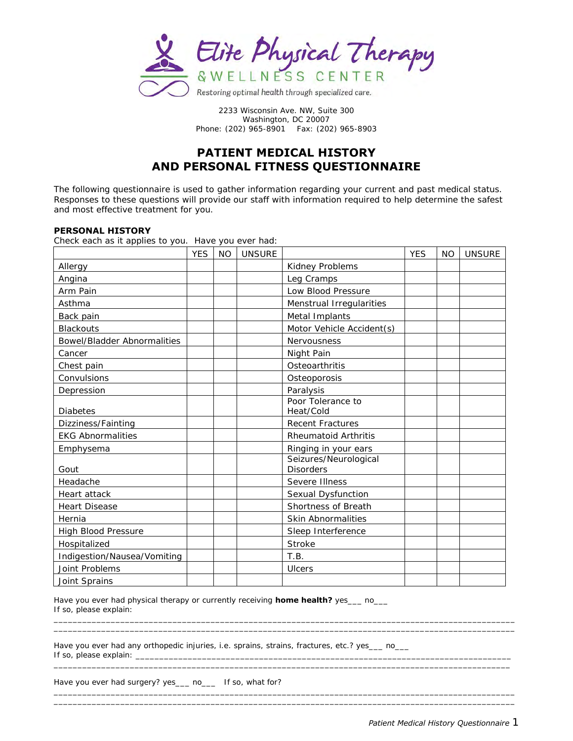Elite Physical Therapy
& WELLNESS CENTER
Restoring optimal health through specialized care.

2233 Wisconsin Ave. NW, Suite 300
Washington, DC 20007
Phone: (202) 965-8901 Fax: (202) 965-8903

# PATIENT MEDICAL HISTORY AND PERSONAL FITNESS QUESTIONNAIRE

The following questionnaire is used to gather information regarding your current and past medical status. Responses to these questions will provide our staff with information required to help determine the safest and most effective treatment for you.

**PERSONAL HISTORY**
Check each as it applies to you. Have you ever had:

| | YES | NO | UNSURE | | YES | NO | UNSURE |
|---|---|---|---|---|---|---|---|
| Allergy | | | | Kidney Problems | | | |
| Angina | | | | Leg Cramps | | | |
| Arm Pain | | | | Low Blood Pressure | | | |
| Asthma | | | | Menstrual Irregularities | | | |
| Back pain | | | | Metal Implants | | | |
| Blackouts | | | | Motor Vehicle Accident(s) | | | |
| Bowel/Bladder Abnormalities | | | | Nervousness | | | |
| Cancer | | | | Night Pain | | | |
| Chest pain | | | | Osteoarthritis | | | |
| Convulsions | | | | Osteoporosis | | | |
| Depression | | | | Paralysis | | | |
| Diabetes | | | | Poor Tolerance to Heat/Cold | | | |
| Dizziness/Fainting | | | | Recent Fractures | | | |
| EKG Abnormalities | | | | Rheumatoid Arthritis | | | |
| Emphysema | | | | Ringing in your ears | | | |
| Gout | | | | Seizures/Neurological Disorders | | | |
| Headache | | | | Severe Illness | | | |
| Heart attack | | | | Sexual Dysfunction | | | |
| Heart Disease | | | | Shortness of Breath | | | |
| Hernia | | | | Skin Abnormalities | | | |
| High Blood Pressure | | | | Sleep Interference | | | |
| Hospitalized | | | | Stroke | | | |
| Indigestion/Nausea/Vomiting | | | | T.B. | | | |
| Joint Problems | | | | Ulcers | | | |
| Joint Sprains | | | | | | | |

Have you ever had physical therapy or currently receiving **home health?** yes___ no___
If so, please explain:
_______________________________________________________________________________________________
_______________________________________________________________________________________________

Have you ever had any orthopedic injuries, i.e. sprains, strains, fractures, etc.? yes___ no___
If so, please explain: ___________________________________________________________________________
_______________________________________________________________________________________________

Have you ever had surgery? yes___ no___ If so, what for?
_______________________________________________________________________________________________
_______________________________________________________________________________________________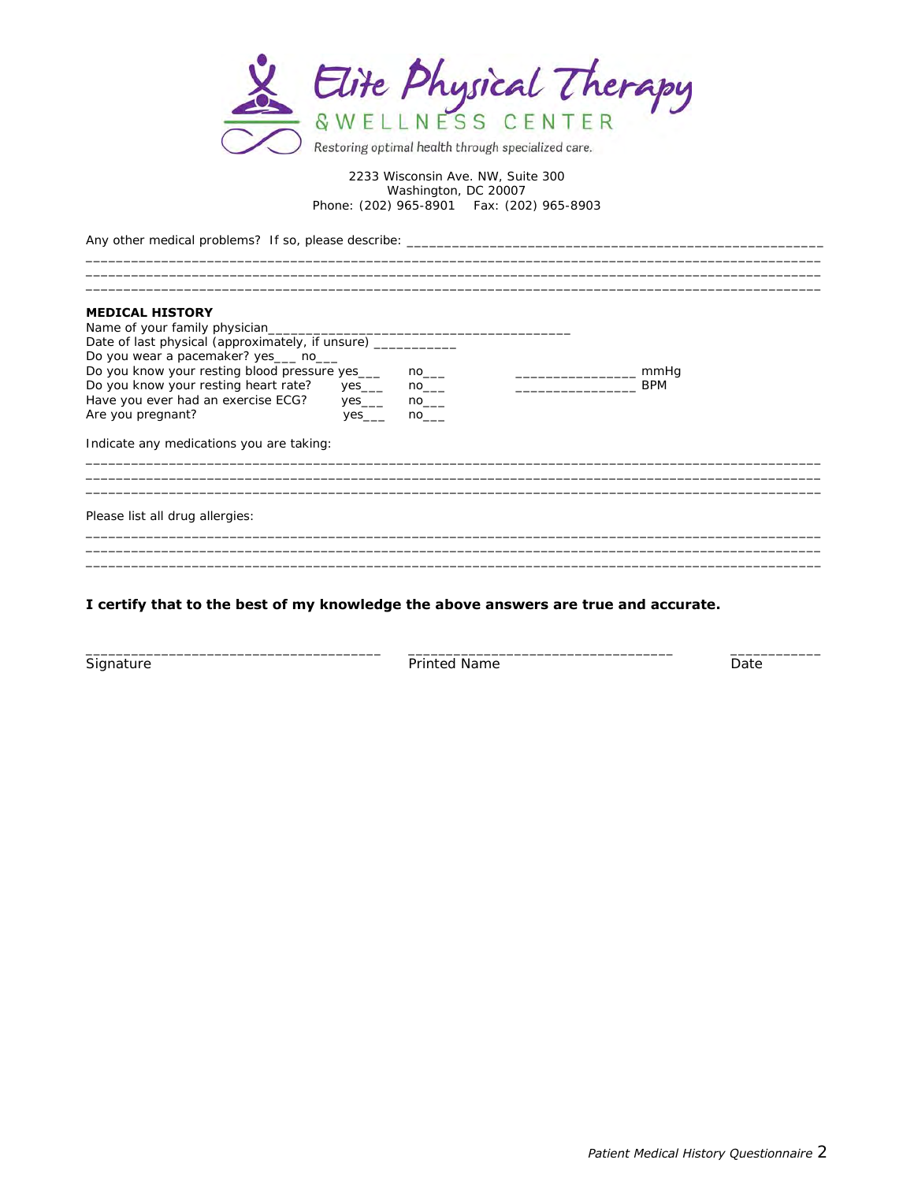Elite Physical Therapy
& WELLNESS CENTER
Restoring optimal health through specialized care.

2233 Wisconsin Ave. NW, Suite 300
Washington, DC 20007
Phone: (202) 965-8901 Fax: (202) 965-8903

Any other medical problems? If so, please describe: ______________________________________________________
_____________________________________________________________________________________________
_____________________________________________________________________________________________
_____________________________________________________________________________________________

**MEDICAL HISTORY**

Name of your family physician________________________________________

Date of last physical (approximately, if unsure) ___________

Do you wear a pacemaker? yes___ no___

Do you know your resting blood pressure yes___ no___ ________________ mmHg

Do you know your resting heart rate? yes___ no___ ________________ BPM

Have you ever had an exercise ECG? yes___ no___

Are you pregnant? yes___ no___

Indicate any medications you are taking:

_____________________________________________________________________________________________
_____________________________________________________________________________________________
_____________________________________________________________________________________________

Please list all drug allergies:

_____________________________________________________________________________________________
_____________________________________________________________________________________________
_____________________________________________________________________________________________

**I certify that to the best of my knowledge the above answers are true and accurate.**

______________________________________ ___________________________________ ___________
Signature Printed Name Date

*Patient Medical History Questionnaire*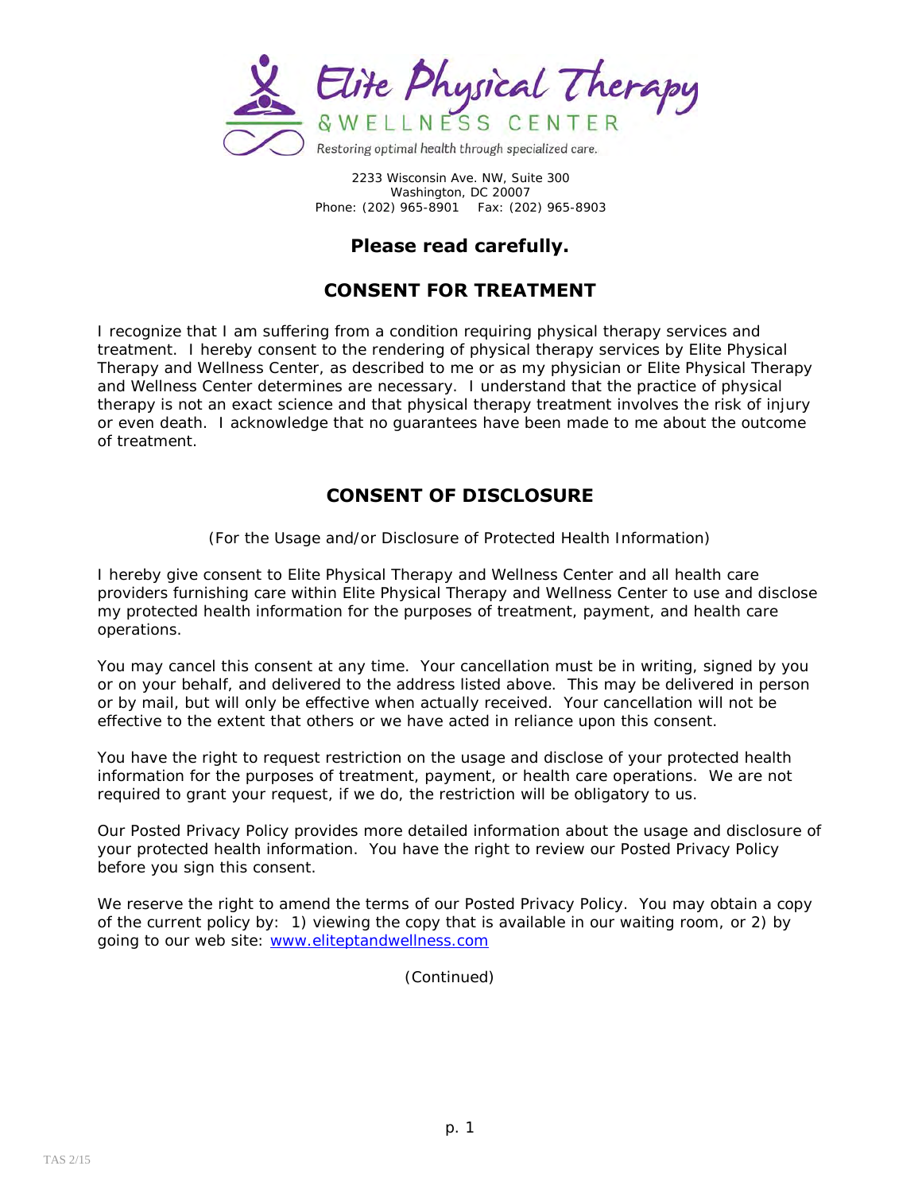# Elite Physical Therapy & WELLNESS CENTER

Restoring optimal health through specialized care.

2233 Wisconsin Ave. NW, Suite 300
Washington, DC 20007
Phone: (202) 965-8901 Fax: (202) 965-8903

**Please read carefully.**

## CONSENT FOR TREATMENT

I recognize that I am suffering from a condition requiring physical therapy services and treatment. I hereby consent to the rendering of physical therapy services by Elite Physical Therapy and Wellness Center, as described to me or as my physician or Elite Physical Therapy and Wellness Center determines are necessary. I understand that the practice of physical therapy is not an exact science and that physical therapy treatment involves the risk of injury or even death. I acknowledge that no guarantees have been made to me about the outcome of treatment.

## CONSENT OF DISCLOSURE

(For the Usage and/or Disclosure of Protected Health Information)

I hereby give consent to Elite Physical Therapy and Wellness Center and all health care providers furnishing care within Elite Physical Therapy and Wellness Center to use and disclose my protected health information for the purposes of treatment, payment, and health care operations.

You may cancel this consent at any time. Your cancellation must be in writing, signed by you or on your behalf, and delivered to the address listed above. This may be delivered in person or by mail, but will only be effective when actually received. Your cancellation will not be effective to the extent that others or we have acted in reliance upon this consent.

You have the right to request restriction on the usage and disclose of your protected health information for the purposes of treatment, payment, or health care operations. We are not required to grant your request, if we do, the restriction will be obligatory to us.

Our Posted Privacy Policy provides more detailed information about the usage and disclosure of your protected health information. You have the right to review our Posted Privacy Policy before you sign this consent.

We reserve the right to amend the terms of our Posted Privacy Policy. You may obtain a copy of the current policy by: 1) viewing the copy that is available in our waiting room, or 2) by going to our web site: www.eliteptandwellness.com

(Continued)

TAS 2/15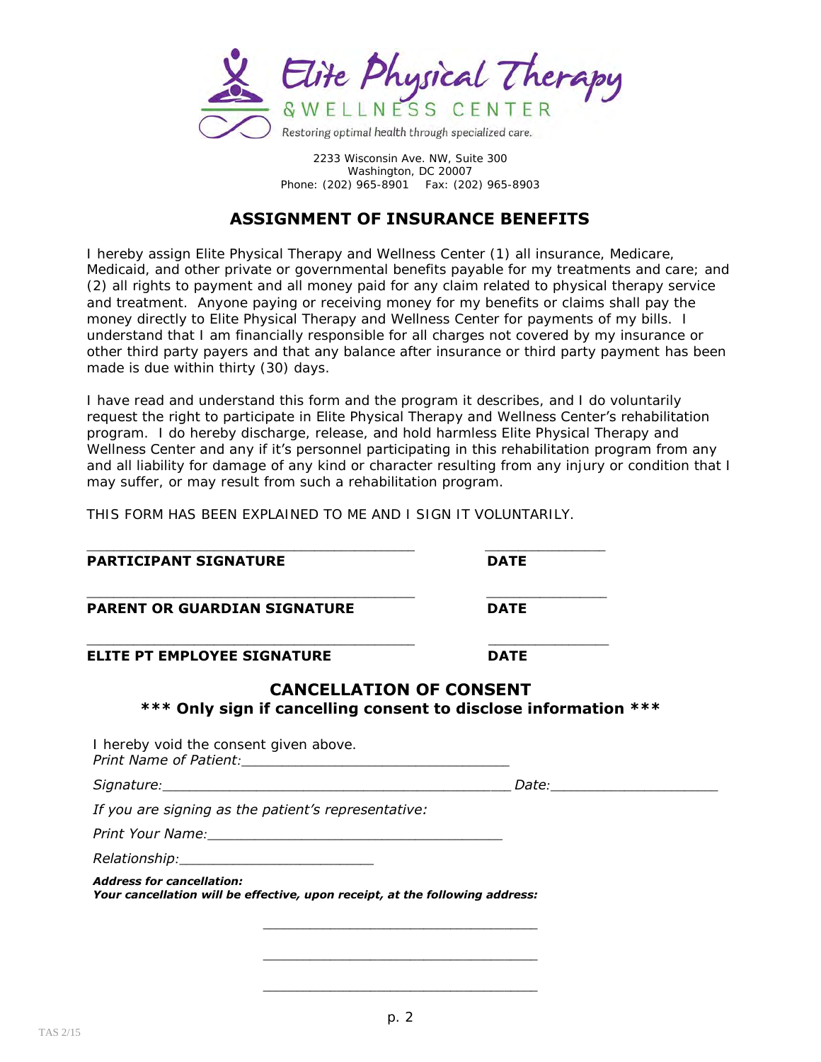Elite Physical Therapy

& WELLNESS CENTER

Restoring optimal health through specialized care.

2233 Wisconsin Ave. NW, Suite 300
Washington, DC 20007
Phone: (202) 965-8901 Fax: (202) 965-8903

## ASSIGNMENT OF INSURANCE BENEFITS

I hereby assign Elite Physical Therapy and Wellness Center (1) all insurance, Medicare, Medicaid, and other private or governmental benefits payable for my treatments and care; and (2) all rights to payment and all money paid for any claim related to physical therapy service and treatment. Anyone paying or receiving money for my benefits or claims shall pay the money directly to Elite Physical Therapy and Wellness Center for payments of my bills. I understand that I am financially responsible for all charges not covered by my insurance or other third party payers and that any balance after insurance or third party payment has been made is due within thirty (30) days.

I have read and understand this form and the program it describes, and I do voluntarily request the right to participate in Elite Physical Therapy and Wellness Center's rehabilitation program. I do hereby discharge, release, and hold harmless Elite Physical Therapy and Wellness Center and any if it's personnel participating in this rehabilitation program from any and all liability for damage of any kind or character resulting from any injury or condition that I may suffer, or may result from such a rehabilitation program.

THIS FORM HAS BEEN EXPLAINED TO ME AND I SIGN IT VOLUNTARILY.

________________________________________ ______________
**PARTICIPANT SIGNATURE** **DATE**

________________________________________ ______________
**PARENT OR GUARDIAN SIGNATURE** **DATE**

________________________________________ ______________
**ELITE PT EMPLOYEE SIGNATURE** **DATE**

## CANCELLATION OF CONSENT

**\*\*\* Only sign if cancelling consent to disclose information \*\*\***

I hereby void the consent given above.
*Print Name of Patient:*_________________________________

*Signature:*___________________________________________ *Date:*____________________

*If you are signing as the patient's representative:*

*Print Your Name:*____________________________________

*Relationship:*_______________________

***Address for cancellation:***
***Your cancellation will be effective, upon receipt, at the following address:***

__________________________________

__________________________________

__________________________________

TAS 2/15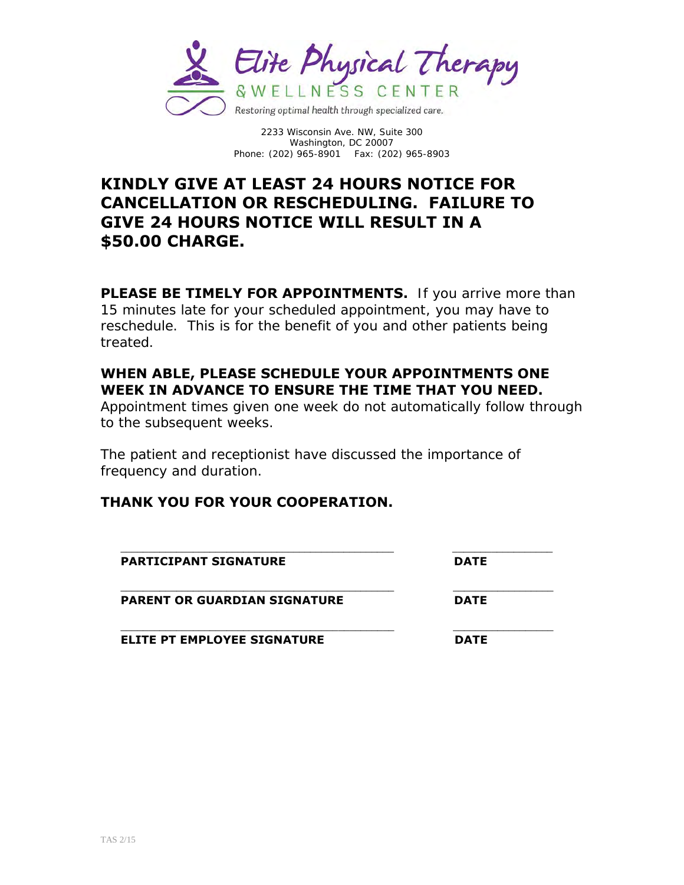**Elite Physical Therapy**
**& WELLNESS CENTER**
*Restoring optimal health through specialized care.*

2233 Wisconsin Ave. NW, Suite 300
Washington, DC 20007
Phone: (202) 965-8901 Fax: (202) 965-8903

## KINDLY GIVE AT LEAST 24 HOURS NOTICE FOR CANCELLATION OR RESCHEDULING. FAILURE TO GIVE 24 HOURS NOTICE WILL RESULT IN A $50.00 CHARGE.

**PLEASE BE TIMELY FOR APPOINTMENTS.** If you arrive more than 15 minutes late for your scheduled appointment, you may have to reschedule. This is for the benefit of you and other patients being treated.

**WHEN ABLE, PLEASE SCHEDULE YOUR APPOINTMENTS ONE WEEK IN ADVANCE TO ENSURE THE TIME THAT YOU NEED.** Appointment times given one week do not automatically follow through to the subsequent weeks.

The patient and receptionist have discussed the importance of frequency and duration.

**THANK YOU FOR YOUR COOPERATION.**

\_\_\_\_\_\_\_\_\_\_\_\_\_\_\_\_\_\_\_\_\_\_\_\_\_\_\_\_\_\_\_\_\_\_\_\_\_\_ \_\_\_\_\_\_\_\_\_\_\_\_\_\_
**PARTICIPANT SIGNATURE** **DATE**

\_\_\_\_\_\_\_\_\_\_\_\_\_\_\_\_\_\_\_\_\_\_\_\_\_\_\_\_\_\_\_\_\_\_\_\_\_\_ \_\_\_\_\_\_\_\_\_\_\_\_\_\_
**PARENT OR GUARDIAN SIGNATURE** **DATE**

\_\_\_\_\_\_\_\_\_\_\_\_\_\_\_\_\_\_\_\_\_\_\_\_\_\_\_\_\_\_\_\_\_\_\_\_\_\_ \_\_\_\_\_\_\_\_\_\_\_\_\_\_
**ELITE PT EMPLOYEE SIGNATURE** **DATE**

TAS 2/15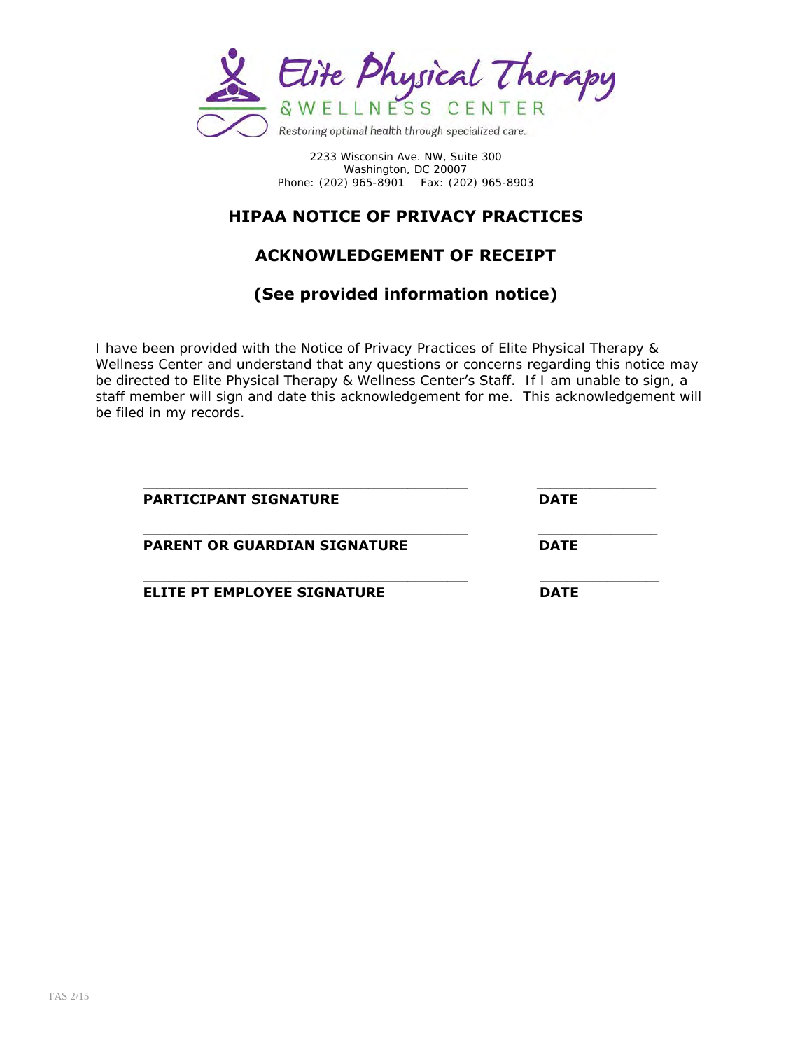Elite Physical Therapy & WELLNESS CENTER

Restoring optimal health through specialized care.

2233 Wisconsin Ave. NW, Suite 300
Washington, DC 20007
Phone: (202) 965-8901    Fax: (202) 965-8903

## HIPAA NOTICE OF PRIVACY PRACTICES

## ACKNOWLEDGEMENT OF RECEIPT

## (See provided information notice)

I have been provided with the Notice of Privacy Practices of Elite Physical Therapy & Wellness Center and understand that any questions or concerns regarding this notice may be directed to Elite Physical Therapy & Wellness Center's Staff. If I am unable to sign, a staff member will sign and date this acknowledgement for me. This acknowledgement will be filed in my records.

\_\_\_\_\_\_\_\_\_\_\_\_\_\_\_\_\_\_\_\_\_\_\_\_\_\_\_\_\_\_\_\_\_\_\_\_\_\_\_\_    \_\_\_\_\_\_\_\_\_\_\_\_\_\_\_
**PARTICIPANT SIGNATURE**    **DATE**

\_\_\_\_\_\_\_\_\_\_\_\_\_\_\_\_\_\_\_\_\_\_\_\_\_\_\_\_\_\_\_\_\_\_\_\_\_\_\_\_    \_\_\_\_\_\_\_\_\_\_\_\_\_\_\_
**PARENT OR GUARDIAN SIGNATURE**    **DATE**

\_\_\_\_\_\_\_\_\_\_\_\_\_\_\_\_\_\_\_\_\_\_\_\_\_\_\_\_\_\_\_\_\_\_\_\_\_\_\_\_    \_\_\_\_\_\_\_\_\_\_\_\_\_\_\_
**ELITE PT EMPLOYEE SIGNATURE**    **DATE**

TAS 2/15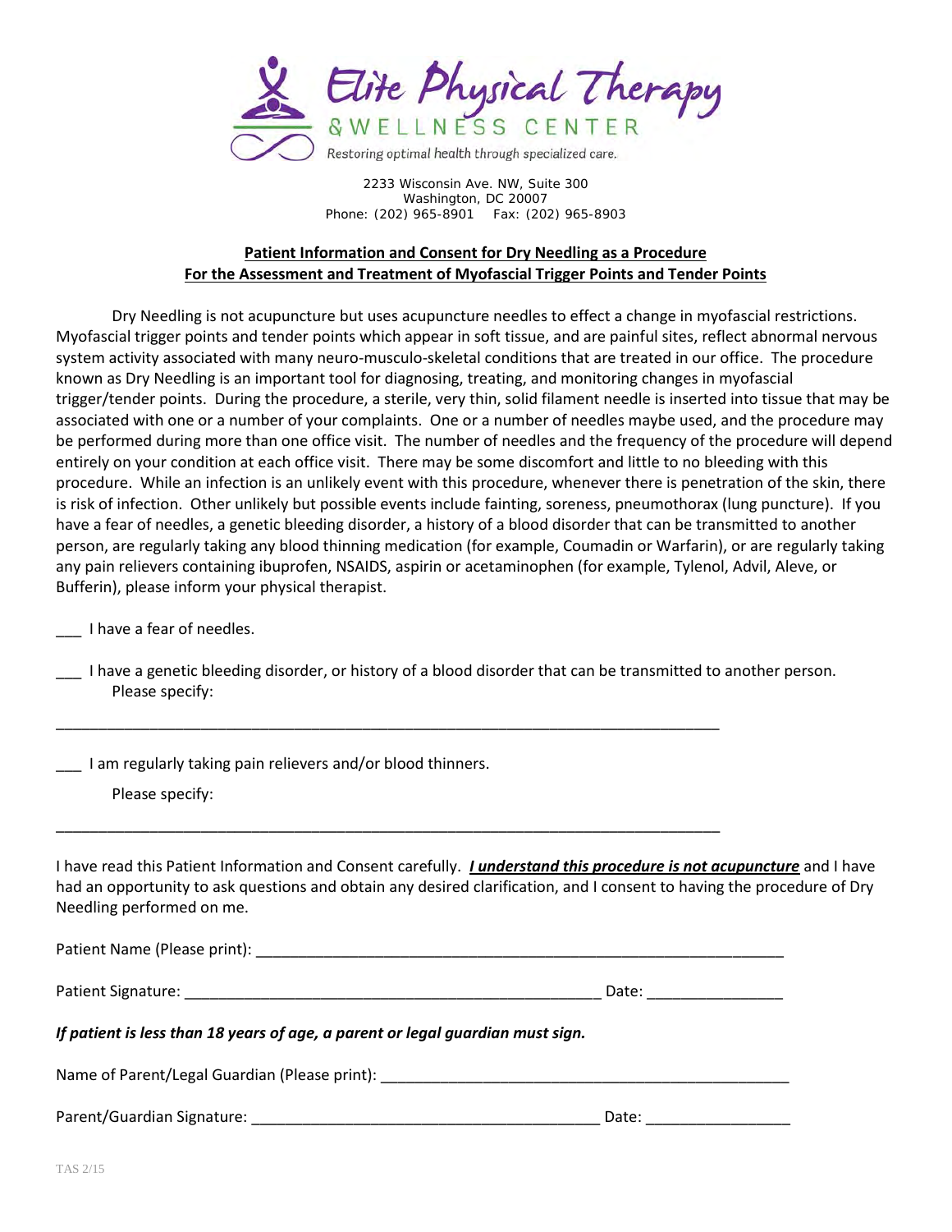Elite Physical Therapy
& WELLNESS CENTER
Restoring optimal health through specialized care.

2233 Wisconsin Ave. NW, Suite 300
Washington, DC 20007
Phone: (202) 965-8901 Fax: (202) 965-8903

**Patient Information and Consent for Dry Needling as a Procedure**
**For the Assessment and Treatment of Myofascial Trigger Points and Tender Points**

Dry Needling is not acupuncture but uses acupuncture needles to effect a change in myofascial restrictions. Myofascial trigger points and tender points which appear in soft tissue, and are painful sites, reflect abnormal nervous system activity associated with many neuro-musculo-skeletal conditions that are treated in our office. The procedure known as Dry Needling is an important tool for diagnosing, treating, and monitoring changes in myofascial trigger/tender points. During the procedure, a sterile, very thin, solid filament needle is inserted into tissue that may be associated with one or a number of your complaints. One or a number of needles maybe used, and the procedure may be performed during more than one office visit. The number of needles and the frequency of the procedure will depend entirely on your condition at each office visit. There may be some discomfort and little to no bleeding with this procedure. While an infection is an unlikely event with this procedure, whenever there is penetration of the skin, there is risk of infection. Other unlikely but possible events include fainting, soreness, pneumothorax (lung puncture). If you have a fear of needles, a genetic bleeding disorder, a history of a blood disorder that can be transmitted to another person, are regularly taking any blood thinning medication (for example, Coumadin or Warfarin), or are regularly taking any pain relievers containing ibuprofen, NSAIDS, aspirin or acetaminophen (for example, Tylenol, Advil, Aleve, or Bufferin), please inform your physical therapist.

___ I have a fear of needles.

___ I have a genetic bleeding disorder, or history of a blood disorder that can be transmitted to another person.
Please specify:

_______________________________________________________________________________

___ I am regularly taking pain relievers and/or blood thinners.

Please specify:

_______________________________________________________________________________

I have read this Patient Information and Consent carefully. ***I understand this procedure is not acupuncture*** and I have had an opportunity to ask questions and obtain any desired clarification, and I consent to having the procedure of Dry Needling performed on me.

Patient Name (Please print): _______________________________________________________________

Patient Signature: __________________________________________________ Date: ________________

***If patient is less than 18 years of age, a parent or legal guardian must sign.***

Name of Parent/Legal Guardian (Please print): _________________________________________________

Parent/Guardian Signature: _________________________________________ Date: _________________

TAS 2/15